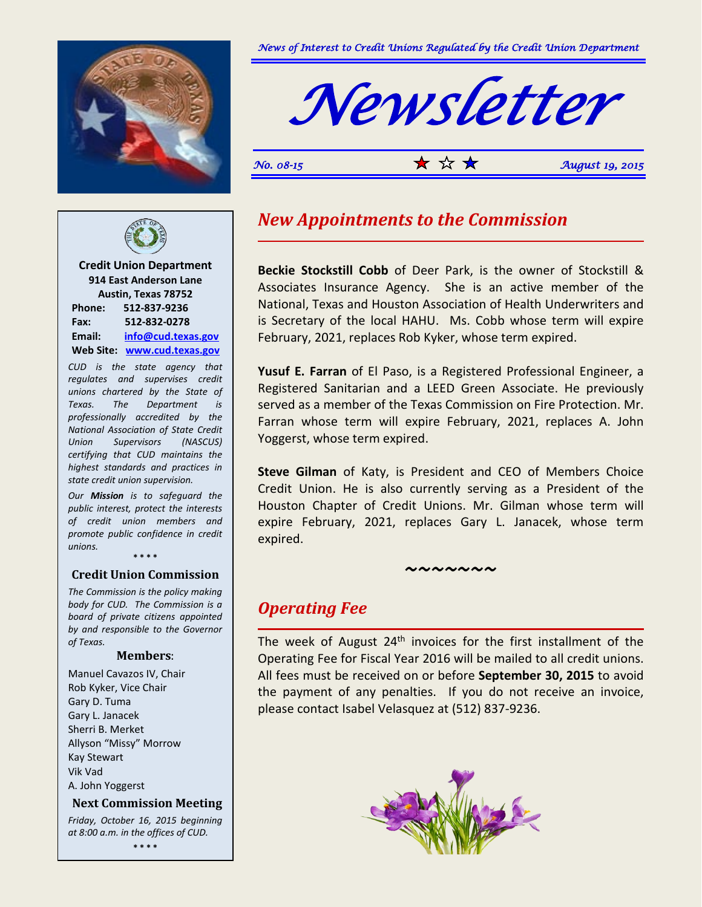*News of Interest to Credit Unions Regulated by the Credit Union Department*

# Newsletter

*No. 08-15* ★ ☆ ★ *August 19, 2015*

## *New Appointments to the Commission*

**Beckie Stockstill Cobb** of Deer Park, is the owner of Stockstill & Associates Insurance Agency. She is an active member of the National, Texas and Houston Association of Health Underwriters and is Secretary of the local HAHU. Ms. Cobb whose term will expire February, 2021, replaces Rob Kyker, whose term expired.

**Yusuf E. Farran** of El Paso, is a Registered Professional Engineer, a Registered Sanitarian and a LEED Green Associate. He previously served as a member of the Texas Commission on Fire Protection. Mr. Farran whose term will expire February, 2021, replaces A. John Yoggerst, whose term expired.

**Steve Gilman** of Katy, is President and CEO of Members Choice Credit Union. He is also currently serving as a President of the Houston Chapter of Credit Unions. Mr. Gilman whose term will expire February, 2021, replaces Gary L. Janacek, whose term expired.

~~~~~~~

## *Operating Fee*

The week of August 24th invoices for the first installment of the Operating Fee for Fiscal Year 2016 will be mailed to all credit unions. All fees must be received on or before **September 30, 2015** to avoid the payment of any penalties. If you do not receive an invoice, please contact Isabel Velasquez at (512) 837-9236.

---

**Credit Union Department**
**914 East Anderson Lane**
**Austin, Texas 78752**

**Phone:** 512-837-9236
**Fax:** 512-832-0278
**Email:** info@cud.texas.gov
**Web Site:** www.cud.texas.gov

*CUD is the state agency that regulates and supervises credit unions chartered by the State of Texas. The Department is professionally accredited by the National Association of State Credit Union Supervisors (NASCUS) certifying that CUD maintains the highest standards and practices in state credit union supervision.*

*Our **Mission** is to safeguard the public interest, protect the interests of credit union members and promote public confidence in credit unions.*

\* \* \* \*

### Credit Union Commission

*The Commission is the policy making body for CUD. The Commission is a board of private citizens appointed by and responsible to the Governor of Texas.*

**Members:**

Manuel Cavazos IV, Chair
Rob Kyker, Vice Chair
Gary D. Tuma
Gary L. Janacek
Sherri B. Merket
Allyson "Missy" Morrow
Kay Stewart
Vik Vad
A. John Yoggerst

### Next Commission Meeting

*Friday, October 16, 2015 beginning at 8:00 a.m. in the offices of CUD.*

\* \* \* \*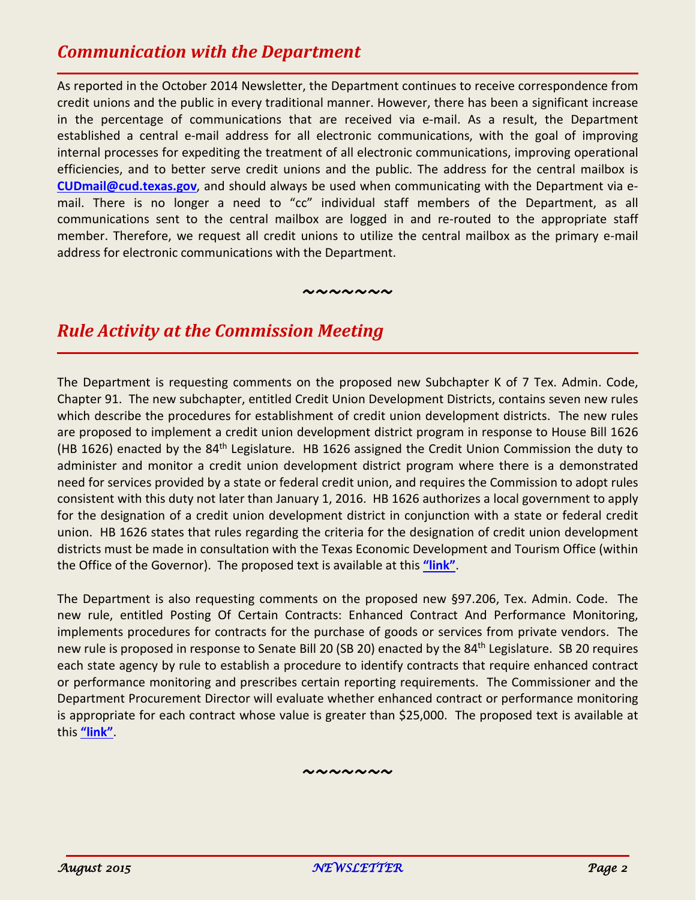## *Communication with the Department*

As reported in the October 2014 Newsletter, the Department continues to receive correspondence from credit unions and the public in every traditional manner. However, there has been a significant increase in the percentage of communications that are received via e-mail. As a result, the Department established a central e-mail address for all electronic communications, with the goal of improving internal processes for expediting the treatment of all electronic communications, improving operational efficiencies, and to better serve credit unions and the public. The address for the central mailbox is **CUDmail@cud.texas.gov**, and should always be used when communicating with the Department via e-mail. There is no longer a need to "cc" individual staff members of the Department, as all communications sent to the central mailbox are logged in and re-routed to the appropriate staff member. Therefore, we request all credit unions to utilize the central mailbox as the primary e-mail address for electronic communications with the Department.

~~~~~~~

## *Rule Activity at the Commission Meeting*

The Department is requesting comments on the proposed new Subchapter K of 7 Tex. Admin. Code, Chapter 91. The new subchapter, entitled Credit Union Development Districts, contains seven new rules which describe the procedures for establishment of credit union development districts. The new rules are proposed to implement a credit union development district program in response to House Bill 1626 (HB 1626) enacted by the 84th Legislature. HB 1626 assigned the Credit Union Commission the duty to administer and monitor a credit union development district program where there is a demonstrated need for services provided by a state or federal credit union, and requires the Commission to adopt rules consistent with this duty not later than January 1, 2016. HB 1626 authorizes a local government to apply for the designation of a credit union development district in conjunction with a state or federal credit union. HB 1626 states that rules regarding the criteria for the designation of credit union development districts must be made in consultation with the Texas Economic Development and Tourism Office (within the Office of the Governor). The proposed text is available at this **"link"**.

The Department is also requesting comments on the proposed new §97.206, Tex. Admin. Code. The new rule, entitled Posting Of Certain Contracts: Enhanced Contract And Performance Monitoring, implements procedures for contracts for the purchase of goods or services from private vendors. The new rule is proposed in response to Senate Bill 20 (SB 20) enacted by the 84th Legislature. SB 20 requires each state agency by rule to establish a procedure to identify contracts that require enhanced contract or performance monitoring and prescribes certain reporting requirements. The Commissioner and the Department Procurement Director will evaluate whether enhanced contract or performance monitoring is appropriate for each contract whose value is greater than $25,000. The proposed text is available at this **"link"**.

~~~~~~~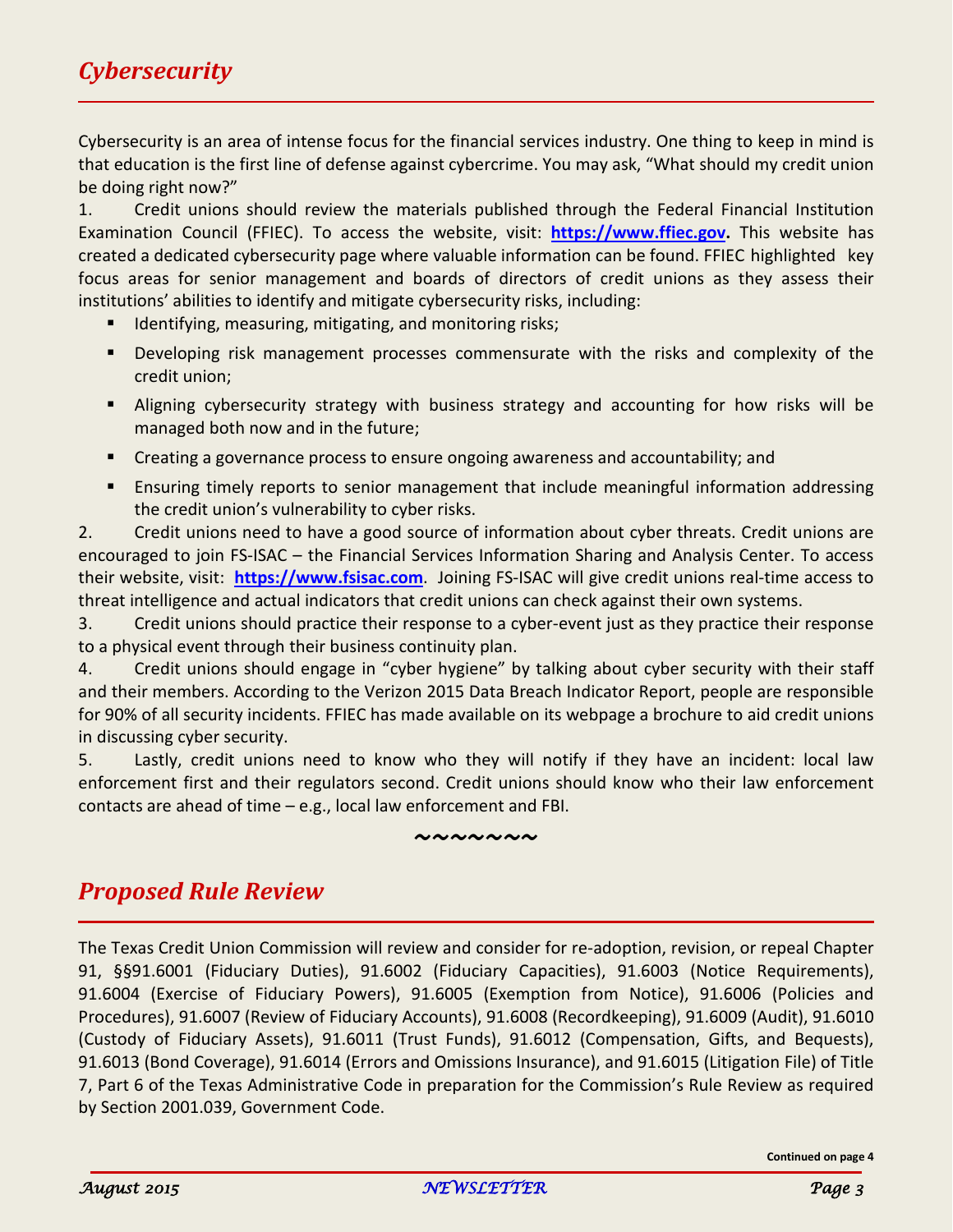## *Cybersecurity*

Cybersecurity is an area of intense focus for the financial services industry. One thing to keep in mind is that education is the first line of defense against cybercrime. You may ask, “What should my credit union be doing right now?”

1. Credit unions should review the materials published through the Federal Financial Institution Examination Council (FFIEC). To access the website, visit: **https://www.ffiec.gov.** This website has created a dedicated cybersecurity page where valuable information can be found. FFIEC highlighted key focus areas for senior management and boards of directors of credit unions as they assess their institutions' abilities to identify and mitigate cybersecurity risks, including:
   - Identifying, measuring, mitigating, and monitoring risks;
   - Developing risk management processes commensurate with the risks and complexity of the credit union;
   - Aligning cybersecurity strategy with business strategy and accounting for how risks will be managed both now and in the future;
   - Creating a governance process to ensure ongoing awareness and accountability; and
   - Ensuring timely reports to senior management that include meaningful information addressing the credit union's vulnerability to cyber risks.
2. Credit unions need to have a good source of information about cyber threats. Credit unions are encouraged to join FS-ISAC – the Financial Services Information Sharing and Analysis Center. To access their website, visit: **https://www.fsisac.com**. Joining FS-ISAC will give credit unions real-time access to threat intelligence and actual indicators that credit unions can check against their own systems.
3. Credit unions should practice their response to a cyber-event just as they practice their response to a physical event through their business continuity plan.
4. Credit unions should engage in “cyber hygiene” by talking about cyber security with their staff and their members. According to the Verizon 2015 Data Breach Indicator Report, people are responsible for 90% of all security incidents. FFIEC has made available on its webpage a brochure to aid credit unions in discussing cyber security.
5. Lastly, credit unions need to know who they will notify if they have an incident: local law enforcement first and their regulators second. Credit unions should know who their law enforcement contacts are ahead of time – e.g., local law enforcement and FBI.

~~~~~~~

## *Proposed Rule Review*

The Texas Credit Union Commission will review and consider for re-adoption, revision, or repeal Chapter 91, §§91.6001 (Fiduciary Duties), 91.6002 (Fiduciary Capacities), 91.6003 (Notice Requirements), 91.6004 (Exercise of Fiduciary Powers), 91.6005 (Exemption from Notice), 91.6006 (Policies and Procedures), 91.6007 (Review of Fiduciary Accounts), 91.6008 (Recordkeeping), 91.6009 (Audit), 91.6010 (Custody of Fiduciary Assets), 91.6011 (Trust Funds), 91.6012 (Compensation, Gifts, and Bequests), 91.6013 (Bond Coverage), 91.6014 (Errors and Omissions Insurance), and 91.6015 (Litigation File) of Title 7, Part 6 of the Texas Administrative Code in preparation for the Commission's Rule Review as required by Section 2001.039, Government Code.

**Continued on page 4**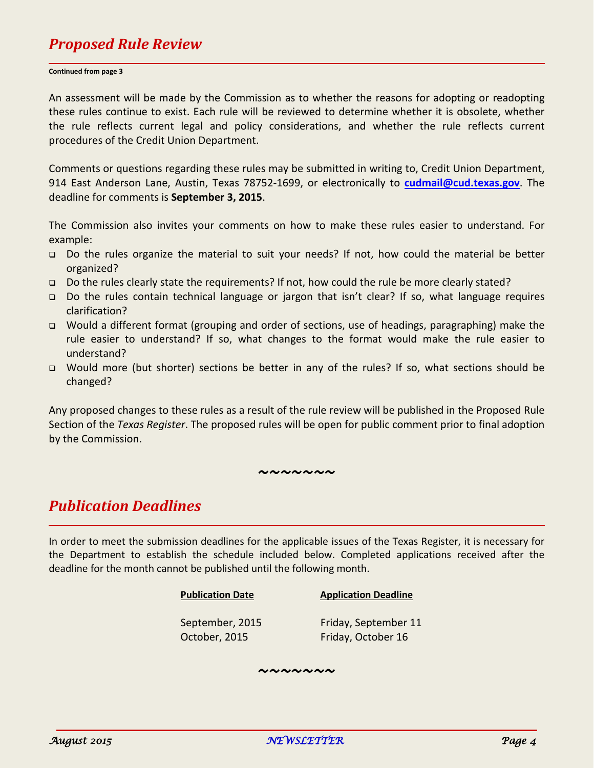## *Proposed Rule Review*

**Continued from page 3**

An assessment will be made by the Commission as to whether the reasons for adopting or readopting these rules continue to exist. Each rule will be reviewed to determine whether it is obsolete, whether the rule reflects current legal and policy considerations, and whether the rule reflects current procedures of the Credit Union Department.

Comments or questions regarding these rules may be submitted in writing to, Credit Union Department, 914 East Anderson Lane, Austin, Texas 78752-1699, or electronically to **cudmail@cud.texas.gov**. The deadline for comments is **September 3, 2015**.

The Commission also invites your comments on how to make these rules easier to understand. For example:

- Do the rules organize the material to suit your needs? If not, how could the material be better organized?
- Do the rules clearly state the requirements? If not, how could the rule be more clearly stated?
- Do the rules contain technical language or jargon that isn't clear? If so, what language requires clarification?
- Would a different format (grouping and order of sections, use of headings, paragraphing) make the rule easier to understand? If so, what changes to the format would make the rule easier to understand?
- Would more (but shorter) sections be better in any of the rules? If so, what sections should be changed?

Any proposed changes to these rules as a result of the rule review will be published in the Proposed Rule Section of the *Texas Register*. The proposed rules will be open for public comment prior to final adoption by the Commission.

~~~~~~~

## *Publication Deadlines*

In order to meet the submission deadlines for the applicable issues of the Texas Register, it is necessary for the Department to establish the schedule included below. Completed applications received after the deadline for the month cannot be published until the following month.

| Publication Date | Application Deadline |
|---|---|
| September, 2015 | Friday, September 11 |
| October, 2015 | Friday, October 16 |

~~~~~~~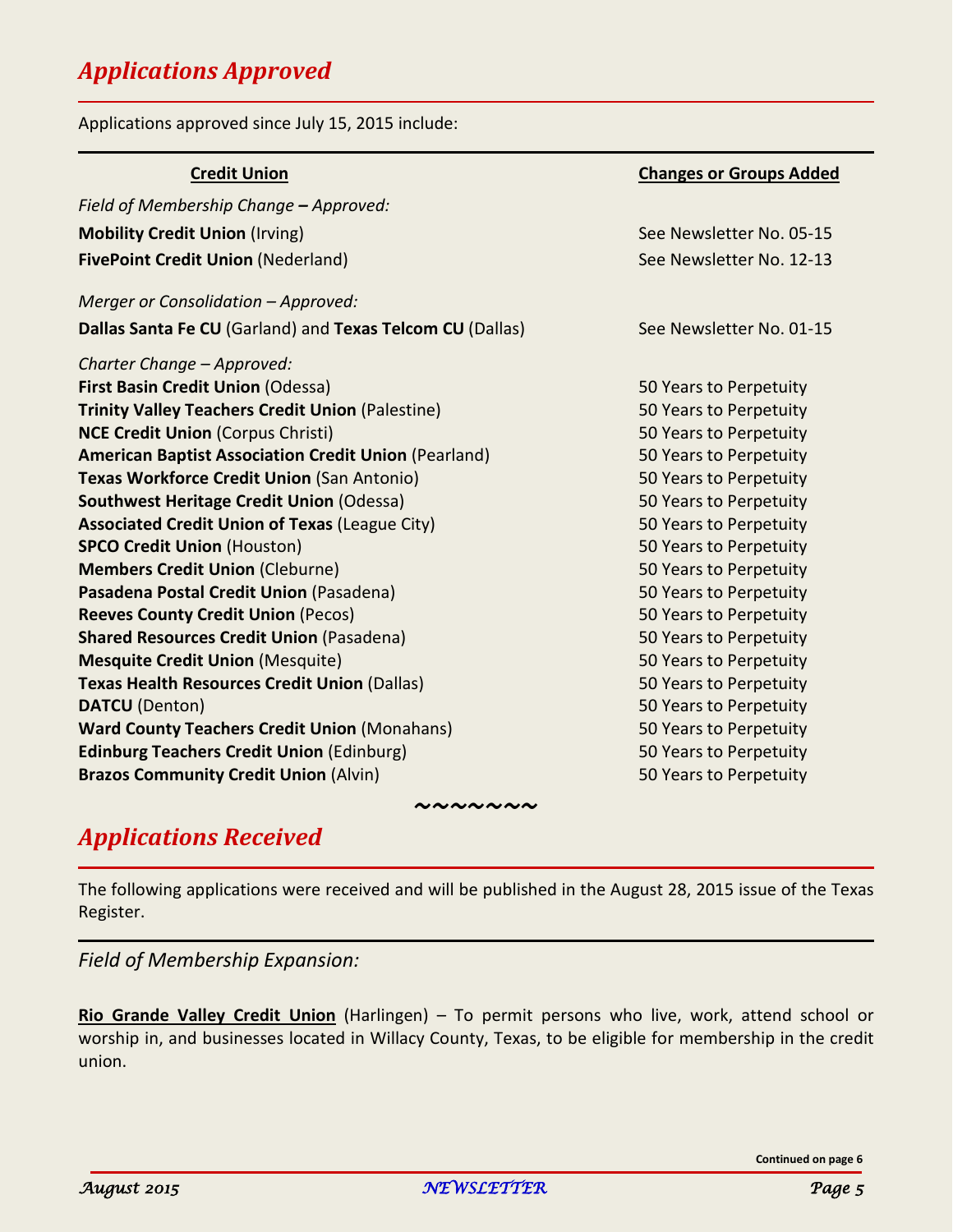## *Applications Approved*

Applications approved since July 15, 2015 include:

| Credit Union | Changes or Groups Added |
|---|---|
| *Field of Membership Change – Approved:* | |
| **Mobility Credit Union** (Irving) | See Newsletter No. 05-15 |
| **FivePoint Credit Union** (Nederland) | See Newsletter No. 12-13 |
| *Merger or Consolidation – Approved:* | |
| **Dallas Santa Fe CU** (Garland) and **Texas Telcom CU** (Dallas) | See Newsletter No. 01-15 |
| *Charter Change – Approved:* | |
| **First Basin Credit Union** (Odessa) | 50 Years to Perpetuity |
| **Trinity Valley Teachers Credit Union** (Palestine) | 50 Years to Perpetuity |
| **NCE Credit Union** (Corpus Christi) | 50 Years to Perpetuity |
| **American Baptist Association Credit Union** (Pearland) | 50 Years to Perpetuity |
| **Texas Workforce Credit Union** (San Antonio) | 50 Years to Perpetuity |
| **Southwest Heritage Credit Union** (Odessa) | 50 Years to Perpetuity |
| **Associated Credit Union of Texas** (League City) | 50 Years to Perpetuity |
| **SPCO Credit Union** (Houston) | 50 Years to Perpetuity |
| **Members Credit Union** (Cleburne) | 50 Years to Perpetuity |
| **Pasadena Postal Credit Union** (Pasadena) | 50 Years to Perpetuity |
| **Reeves County Credit Union** (Pecos) | 50 Years to Perpetuity |
| **Shared Resources Credit Union** (Pasadena) | 50 Years to Perpetuity |
| **Mesquite Credit Union** (Mesquite) | 50 Years to Perpetuity |
| **Texas Health Resources Credit Union** (Dallas) | 50 Years to Perpetuity |
| **DATCU** (Denton) | 50 Years to Perpetuity |
| **Ward County Teachers Credit Union** (Monahans) | 50 Years to Perpetuity |
| **Edinburg Teachers Credit Union** (Edinburg) | 50 Years to Perpetuity |
| **Brazos Community Credit Union** (Alvin) | 50 Years to Perpetuity |

~~~~~~~

## *Applications Received*

The following applications were received and will be published in the August 28, 2015 issue of the Texas Register.

### *Field of Membership Expansion:*

**Rio Grande Valley Credit Union** (Harlingen) – To permit persons who live, work, attend school or worship in, and businesses located in Willacy County, Texas, to be eligible for membership in the credit union.

Continued on page 6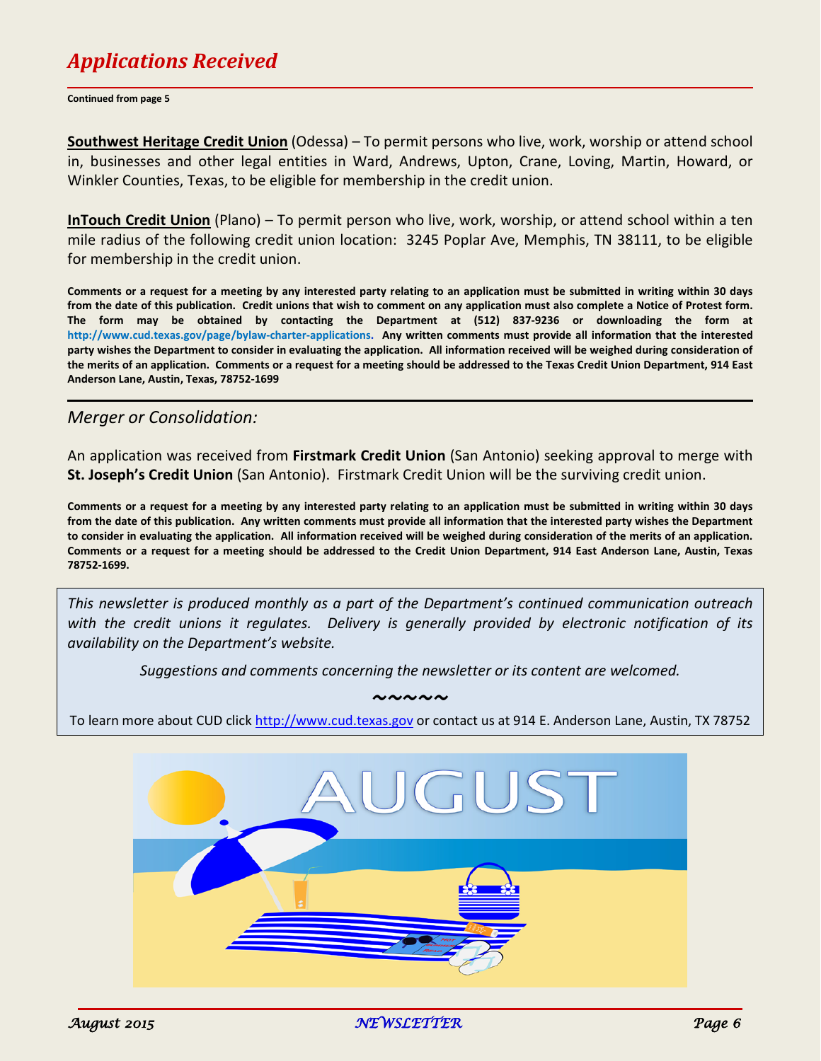# *Applications Received*

**Continued from page 5**

**Southwest Heritage Credit Union** (Odessa) – To permit persons who live, work, worship or attend school in, businesses and other legal entities in Ward, Andrews, Upton, Crane, Loving, Martin, Howard, or Winkler Counties, Texas, to be eligible for membership in the credit union.

**InTouch Credit Union** (Plano) – To permit person who live, work, worship, or attend school within a ten mile radius of the following credit union location: 3245 Poplar Ave, Memphis, TN 38111, to be eligible for membership in the credit union.

**Comments or a request for a meeting by any interested party relating to an application must be submitted in writing within 30 days from the date of this publication. Credit unions that wish to comment on any application must also complete a Notice of Protest form. The form may be obtained by contacting the Department at (512) 837-9236 or downloading the form at http://www.cud.texas.gov/page/bylaw-charter-applications. Any written comments must provide all information that the interested party wishes the Department to consider in evaluating the application. All information received will be weighed during consideration of the merits of an application. Comments or a request for a meeting should be addressed to the Texas Credit Union Department, 914 East Anderson Lane, Austin, Texas, 78752-1699**

## *Merger or Consolidation:*

An application was received from **Firstmark Credit Union** (San Antonio) seeking approval to merge with **St. Joseph's Credit Union** (San Antonio). Firstmark Credit Union will be the surviving credit union.

**Comments or a request for a meeting by any interested party relating to an application must be submitted in writing within 30 days from the date of this publication. Any written comments must provide all information that the interested party wishes the Department to consider in evaluating the application. All information received will be weighed during consideration of the merits of an application. Comments or a request for a meeting should be addressed to the Credit Union Department, 914 East Anderson Lane, Austin, Texas 78752-1699.**

*This newsletter is produced monthly as a part of the Department's continued communication outreach with the credit unions it regulates. Delivery is generally provided by electronic notification of its availability on the Department's website.*

*Suggestions and comments concerning the newsletter or its content are welcomed.*

~~~~~

To learn more about CUD click http://www.cud.texas.gov or contact us at 914 E. Anderson Lane, Austin, TX 78752

AUGUST